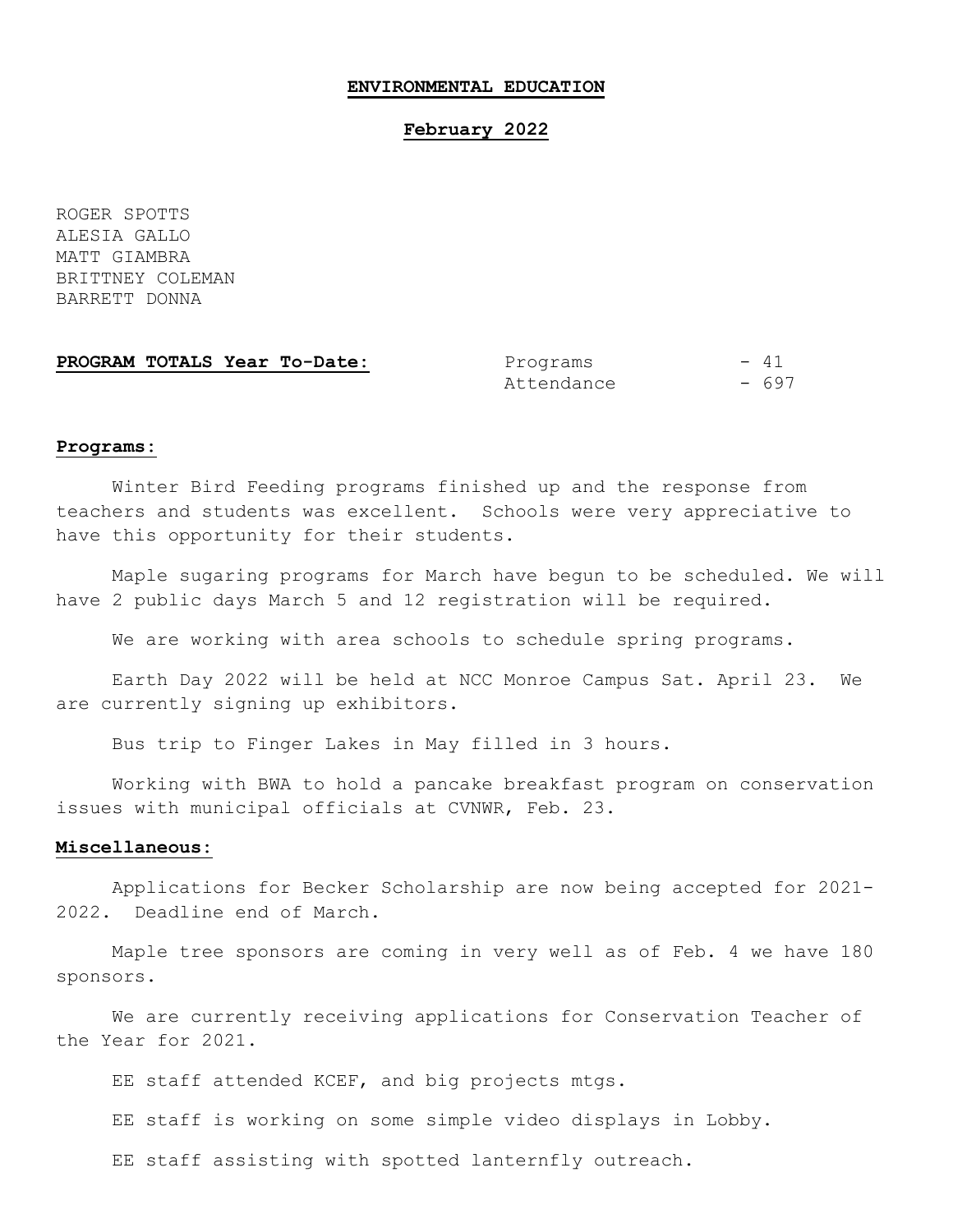# ENVIRONMENTAL EDUCATION

## February 2022

ROGER SPOTTS
ALESIA GALLO
MATT GIAMBRA
BRITTNEY COLEMAN
BARRETT DONNA

| **PROGRAM TOTALS Year To-Date:** | | |
|---|---|---|
| | Programs | - 41 |
| | Attendance | - 697 |

**Programs:**

Winter Bird Feeding programs finished up and the response from teachers and students was excellent. Schools were very appreciative to have this opportunity for their students.

Maple sugaring programs for March have begun to be scheduled. We will have 2 public days March 5 and 12 registration will be required.

We are working with area schools to schedule spring programs.

Earth Day 2022 will be held at NCC Monroe Campus Sat. April 23. We are currently signing up exhibitors.

Bus trip to Finger Lakes in May filled in 3 hours.

Working with BWA to hold a pancake breakfast program on conservation issues with municipal officials at CVNWR, Feb. 23.

**Miscellaneous:**

Applications for Becker Scholarship are now being accepted for 2021-2022. Deadline end of March.

Maple tree sponsors are coming in very well as of Feb. 4 we have 180 sponsors.

We are currently receiving applications for Conservation Teacher of the Year for 2021.

EE staff attended KCEF, and big projects mtgs.

EE staff is working on some simple video displays in Lobby.

EE staff assisting with spotted lanternfly outreach.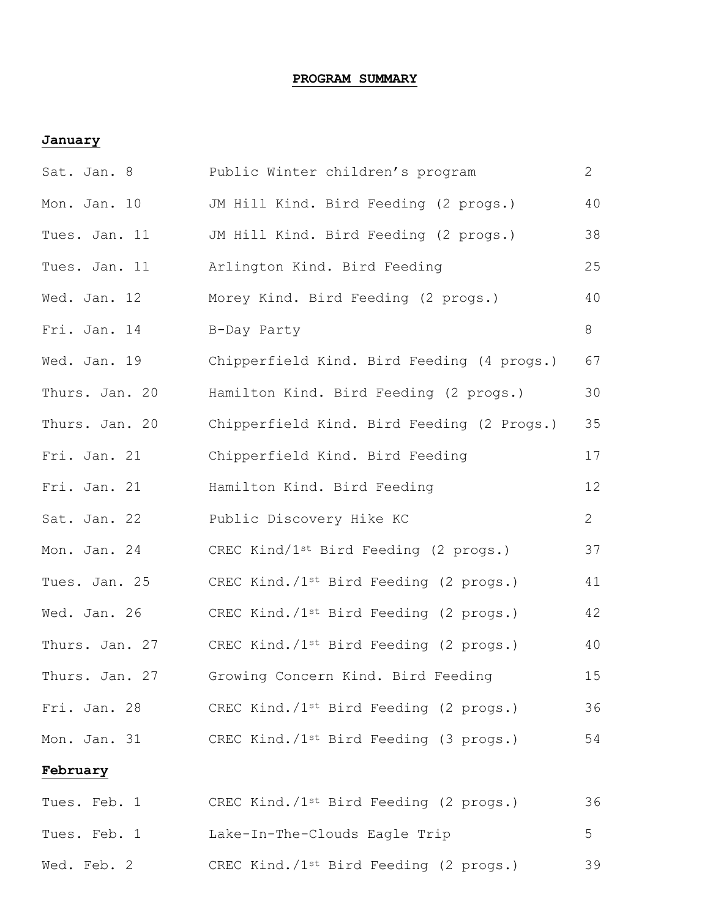**PROGRAM SUMMARY**

**January**

| | | |
|---|---|---|
| Sat. Jan. 8 | Public Winter children's program | 2 |
| Mon. Jan. 10 | JM Hill Kind. Bird Feeding (2 progs.) | 40 |
| Tues. Jan. 11 | JM Hill Kind. Bird Feeding (2 progs.) | 38 |
| Tues. Jan. 11 | Arlington Kind. Bird Feeding | 25 |
| Wed. Jan. 12 | Morey Kind. Bird Feeding (2 progs.) | 40 |
| Fri. Jan. 14 | B-Day Party | 8 |
| Wed. Jan. 19 | Chipperfield Kind. Bird Feeding (4 progs.) | 67 |
| Thurs. Jan. 20 | Hamilton Kind. Bird Feeding (2 progs.) | 30 |
| Thurs. Jan. 20 | Chipperfield Kind. Bird Feeding (2 Progs.) | 35 |
| Fri. Jan. 21 | Chipperfield Kind. Bird Feeding | 17 |
| Fri. Jan. 21 | Hamilton Kind. Bird Feeding | 12 |
| Sat. Jan. 22 | Public Discovery Hike KC | 2 |
| Mon. Jan. 24 | CREC Kind/1st Bird Feeding (2 progs.) | 37 |
| Tues. Jan. 25 | CREC Kind./1st Bird Feeding (2 progs.) | 41 |
| Wed. Jan. 26 | CREC Kind./1st Bird Feeding (2 progs.) | 42 |
| Thurs. Jan. 27 | CREC Kind./1st Bird Feeding (2 progs.) | 40 |
| Thurs. Jan. 27 | Growing Concern Kind. Bird Feeding | 15 |
| Fri. Jan. 28 | CREC Kind./1st Bird Feeding (2 progs.) | 36 |
| Mon. Jan. 31 | CREC Kind./1st Bird Feeding (3 progs.) | 54 |

**February**

| | | |
|---|---|---|
| Tues. Feb. 1 | CREC Kind./1st Bird Feeding (2 progs.) | 36 |
| Tues. Feb. 1 | Lake-In-The-Clouds Eagle Trip | 5 |
| Wed. Feb. 2 | CREC Kind./1st Bird Feeding (2 progs.) | 39 |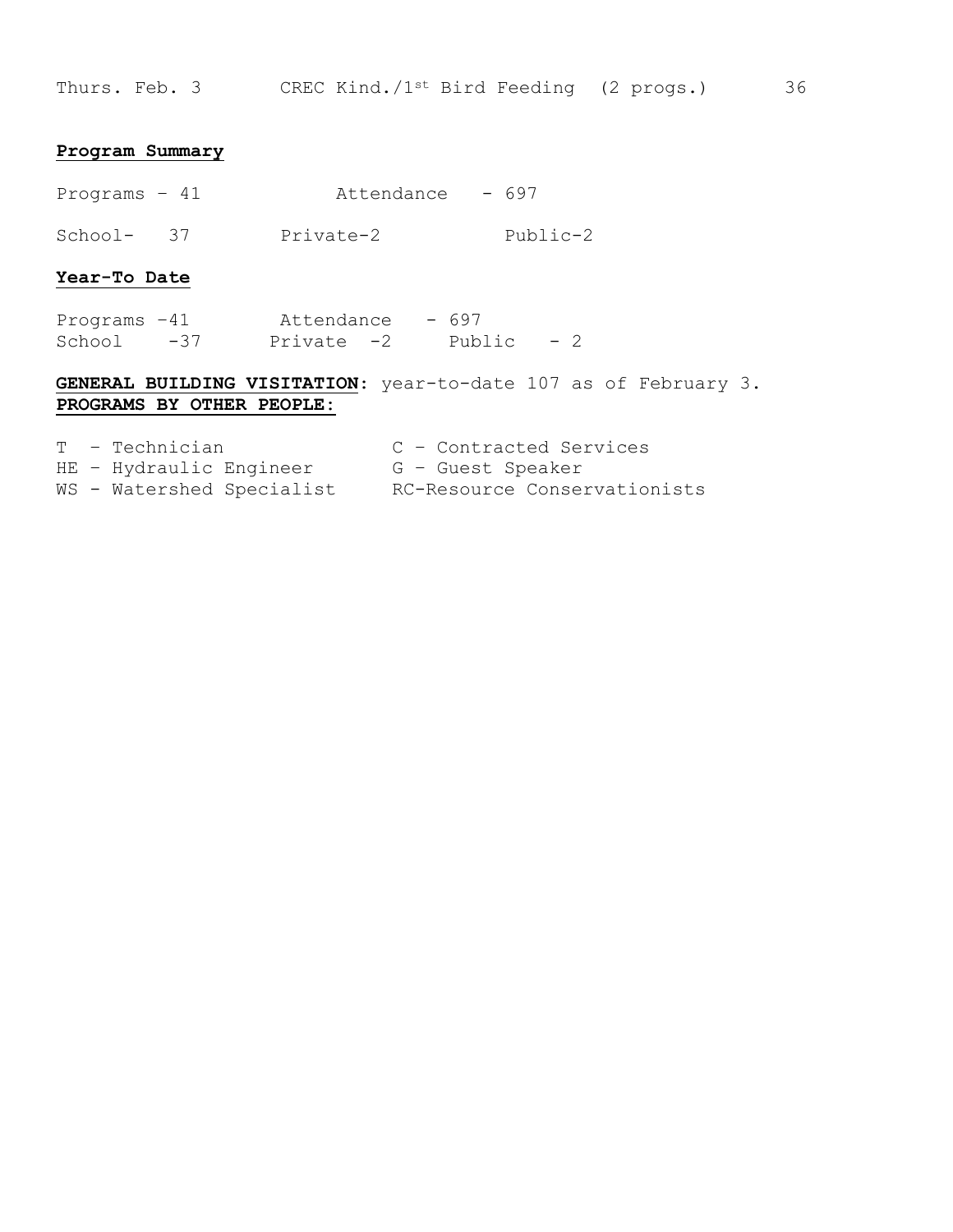| | | |
|---|---|---|
| Thurs. Feb. 3 | CREC Kind./1st Bird Feeding (2 progs.) | 36 |

**Program Summary**

Programs – 41 Attendance - 697

School- 37 Private-2 Public-2

**Year-To Date**

Programs –41 Attendance - 697
School -37 Private -2 Public - 2

**GENERAL BUILDING VISITATION**: year-to-date 107 as of February 3.

**PROGRAMS BY OTHER PEOPLE:**

T – Technician
HE – Hydraulic Engineer
WS - Watershed Specialist
C – Contracted Services
G – Guest Speaker
RC-Resource Conservationists